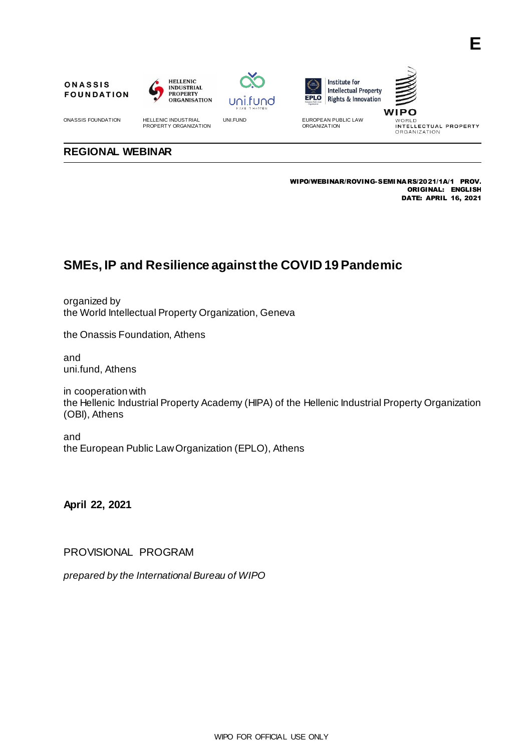E

ONASSIS FOUNDATION | HELLENIC INDUSTRIAL PROPERTY ORGANIZATION | UNI.FUND | EUROPEAN PUBLIC LAW ORGANIZATION | WORLD INTELLECTUAL PROPERTY ORGANIZATION

**REGIONAL WEBINAR**

**WIPO/WEBINAR/ROVING-SEMINARS/2021/1A/1 PROV.**
**ORIGINAL: ENGLISH**
**DATE: APRIL 16, 2021**

# SMEs, IP and Resilience against the COVID 19 Pandemic

organized by
the World Intellectual Property Organization, Geneva

the Onassis Foundation, Athens

and
uni.fund, Athens

in cooperation with
the Hellenic Industrial Property Academy (HIPA) of the Hellenic Industrial Property Organization (OBI), Athens

and
the European Public Law Organization (EPLO), Athens

**April 22, 2021**

PROVISIONAL PROGRAM

*prepared by the International Bureau of WIPO*

WIPO FOR OFFICIAL USE ONLY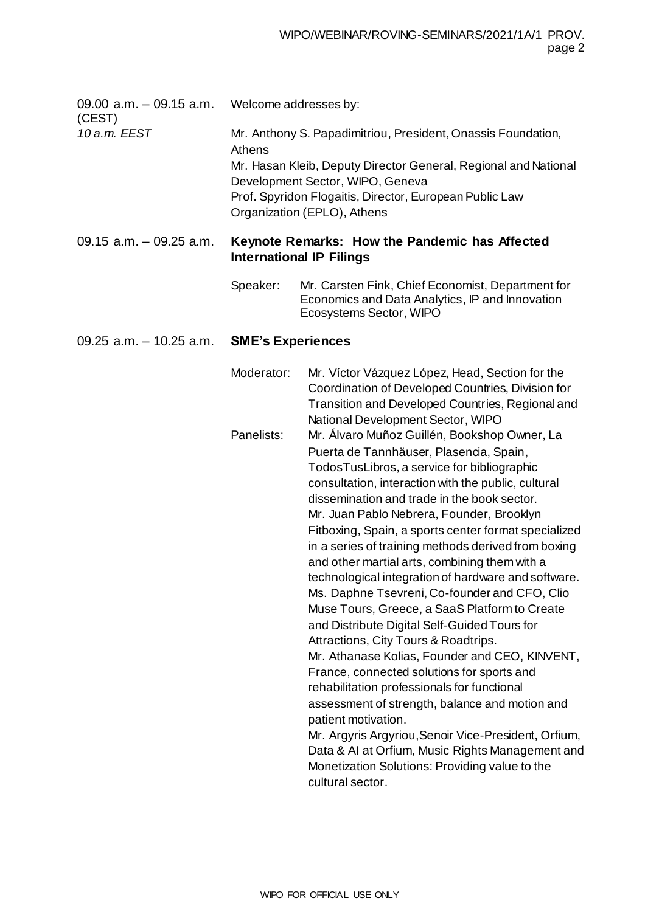09.00 a.m. – 09.15 a.m. (CEST)
*10 a.m. EEST*

Welcome addresses by:

Mr. Anthony S. Papadimitriou, President, Onassis Foundation, Athens
Mr. Hasan Kleib, Deputy Director General, Regional and National Development Sector, WIPO, Geneva
Prof. Spyridon Flogaitis, Director, European Public Law Organization (EPLO), Athens

09.15 a.m. – 09.25 a.m. **Keynote Remarks: How the Pandemic has Affected International IP Filings**

Speaker: Mr. Carsten Fink, Chief Economist, Department for Economics and Data Analytics, IP and Innovation Ecosystems Sector, WIPO

09.25 a.m. – 10.25 a.m. **SME's Experiences**

Moderator: Mr. Víctor Vázquez López, Head, Section for the Coordination of Developed Countries, Division for Transition and Developed Countries, Regional and National Development Sector, WIPO

Panelists: Mr. Álvaro Muñoz Guillén, Bookshop Owner, La Puerta de Tannhäuser, Plasencia, Spain, TodosTusLibros, a service for bibliographic consultation, interaction with the public, cultural dissemination and trade in the book sector.
Mr. Juan Pablo Nebrera, Founder, Brooklyn Fitboxing, Spain, a sports center format specialized in a series of training methods derived from boxing and other martial arts, combining them with a technological integration of hardware and software.
Ms. Daphne Tsevreni, Co-founder and CFO, Clio Muse Tours, Greece, a SaaS Platform to Create and Distribute Digital Self-Guided Tours for Attractions, City Tours & Roadtrips.
Mr. Athanase Kolias, Founder and CEO, KINVENT, France, connected solutions for sports and rehabilitation professionals for functional assessment of strength, balance and motion and patient motivation.
Mr. Argyris Argyriou, Senoir Vice-President, Orfium, Data & AI at Orfium, Music Rights Management and Monetization Solutions: Providing value to the cultural sector.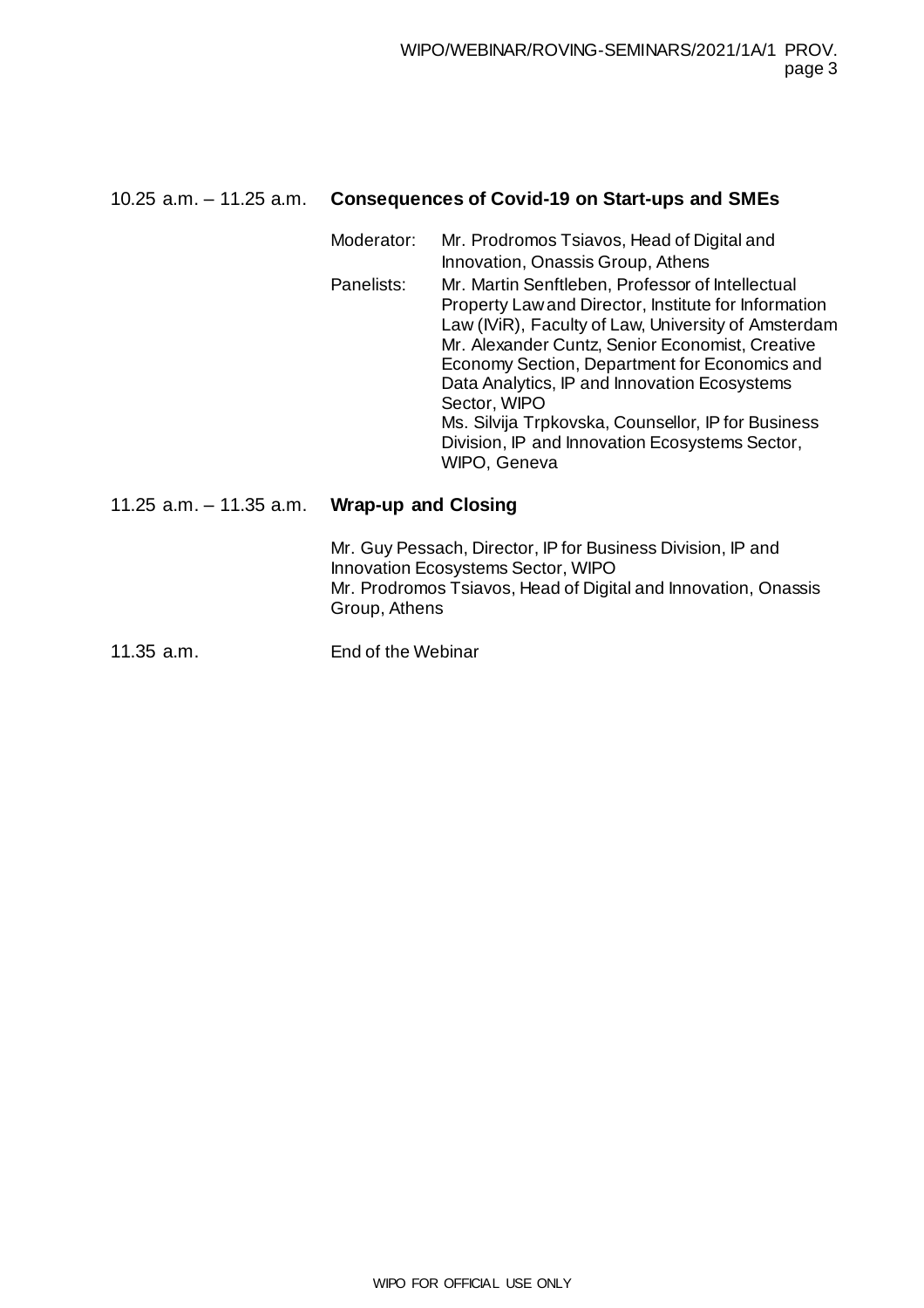10.25 a.m. – 11.25 a.m. **Consequences of Covid-19 on Start-ups and SMEs**

Moderator: Mr. Prodromos Tsiavos, Head of Digital and Innovation, Onassis Group, Athens

Panelists: Mr. Martin Senftleben, Professor of Intellectual Property Law and Director, Institute for Information Law (IViR), Faculty of Law, University of Amsterdam
Mr. Alexander Cuntz, Senior Economist, Creative Economy Section, Department for Economics and Data Analytics, IP and Innovation Ecosystems Sector, WIPO
Ms. Silvija Trpkovska, Counsellor, IP for Business Division, IP and Innovation Ecosystems Sector, WIPO, Geneva

11.25 a.m. – 11.35 a.m. **Wrap-up and Closing**

Mr. Guy Pessach, Director, IP for Business Division, IP and Innovation Ecosystems Sector, WIPO
Mr. Prodromos Tsiavos, Head of Digital and Innovation, Onassis Group, Athens

11.35 a.m. End of the Webinar